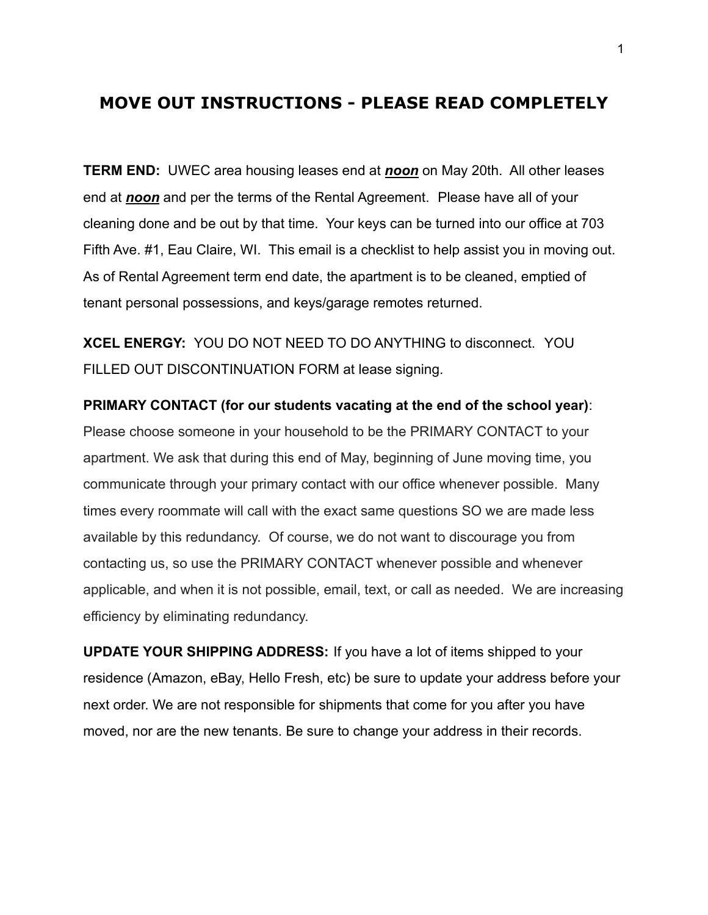# MOVE OUT INSTRUCTIONS - PLEASE READ COMPLETELY

**TERM END:** UWEC area housing leases end at ***noon*** on May 20th. All other leases end at ***noon*** and per the terms of the Rental Agreement. Please have all of your cleaning done and be out by that time. Your keys can be turned into our office at 703 Fifth Ave. #1, Eau Claire, WI. This email is a checklist to help assist you in moving out. As of Rental Agreement term end date, the apartment is to be cleaned, emptied of tenant personal possessions, and keys/garage remotes returned.

**XCEL ENERGY:** YOU DO NOT NEED TO DO ANYTHING to disconnect. YOU FILLED OUT DISCONTINUATION FORM at lease signing.

**PRIMARY CONTACT (for our students vacating at the end of the school year)**: Please choose someone in your household to be the PRIMARY CONTACT to your apartment. We ask that during this end of May, beginning of June moving time, you communicate through your primary contact with our office whenever possible. Many times every roommate will call with the exact same questions SO we are made less available by this redundancy. Of course, we do not want to discourage you from contacting us, so use the PRIMARY CONTACT whenever possible and whenever applicable, and when it is not possible, email, text, or call as needed. We are increasing efficiency by eliminating redundancy.

**UPDATE YOUR SHIPPING ADDRESS:** If you have a lot of items shipped to your residence (Amazon, eBay, Hello Fresh, etc) be sure to update your address before your next order. We are not responsible for shipments that come for you after you have moved, nor are the new tenants. Be sure to change your address in their records.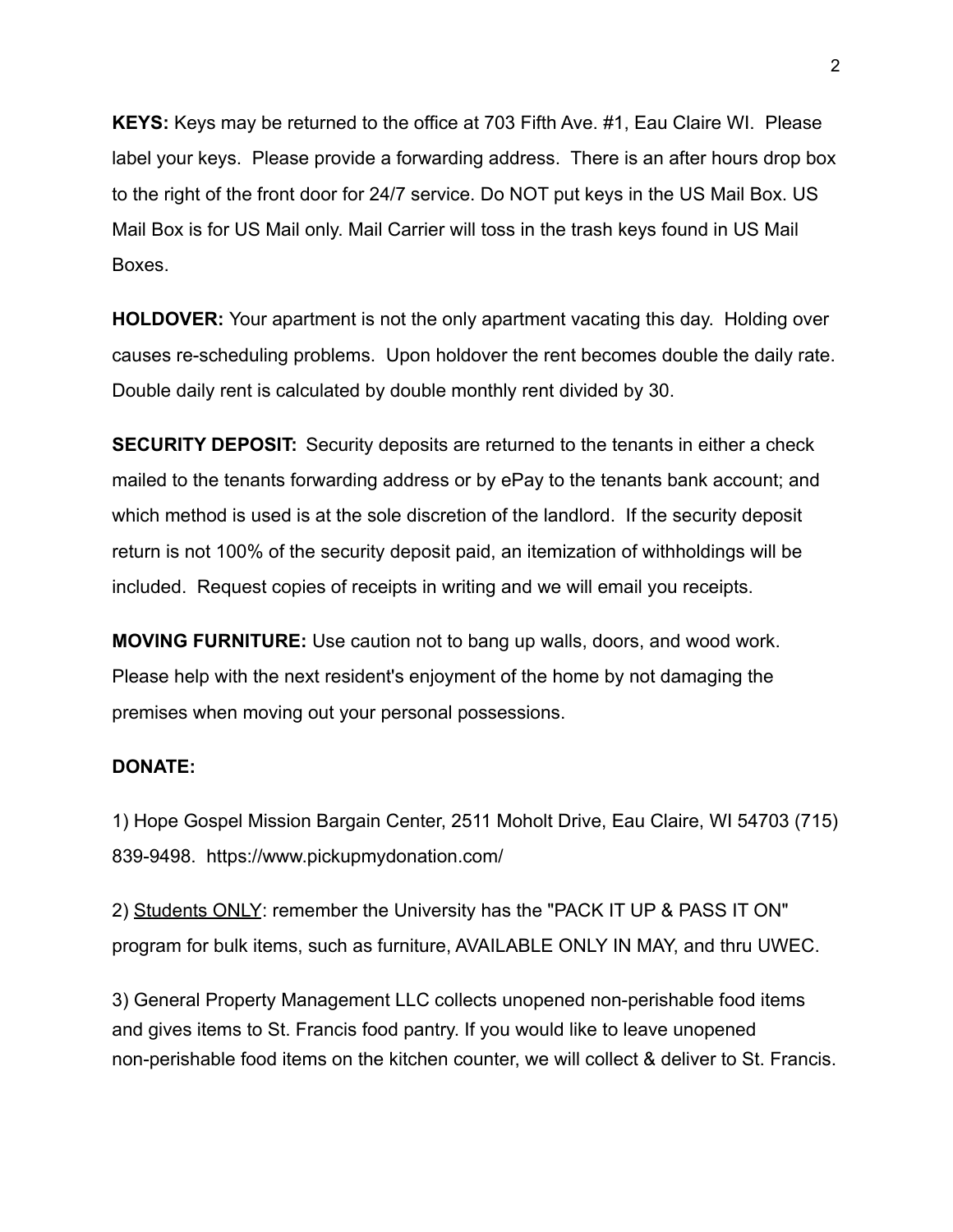**KEYS:** Keys may be returned to the office at 703 Fifth Ave. #1, Eau Claire WI. Please label your keys. Please provide a forwarding address. There is an after hours drop box to the right of the front door for 24/7 service. Do NOT put keys in the US Mail Box. US Mail Box is for US Mail only. Mail Carrier will toss in the trash keys found in US Mail Boxes.

**HOLDOVER:** Your apartment is not the only apartment vacating this day. Holding over causes re-scheduling problems. Upon holdover the rent becomes double the daily rate. Double daily rent is calculated by double monthly rent divided by 30.

**SECURITY DEPOSIT:** Security deposits are returned to the tenants in either a check mailed to the tenants forwarding address or by ePay to the tenants bank account; and which method is used is at the sole discretion of the landlord. If the security deposit return is not 100% of the security deposit paid, an itemization of withholdings will be included. Request copies of receipts in writing and we will email you receipts.

**MOVING FURNITURE:** Use caution not to bang up walls, doors, and wood work. Please help with the next resident's enjoyment of the home by not damaging the premises when moving out your personal possessions.

**DONATE:**

1) Hope Gospel Mission Bargain Center, 2511 Moholt Drive, Eau Claire, WI 54703 (715) 839-9498. https://www.pickupmydonation.com/

2) <u>Students ONLY</u>: remember the University has the "PACK IT UP & PASS IT ON" program for bulk items, such as furniture, AVAILABLE ONLY IN MAY, and thru UWEC.

3) General Property Management LLC collects unopened non-perishable food items and gives items to St. Francis food pantry. If you would like to leave unopened non-perishable food items on the kitchen counter, we will collect & deliver to St. Francis.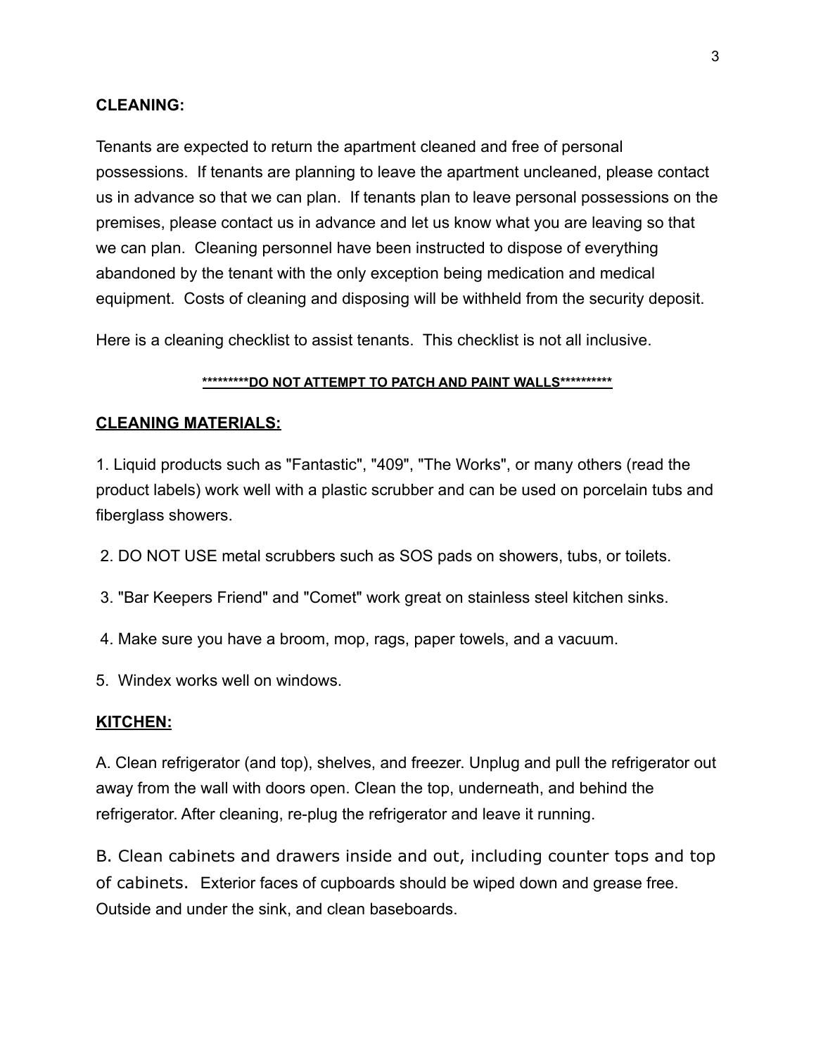**CLEANING:**

Tenants are expected to return the apartment cleaned and free of personal possessions. If tenants are planning to leave the apartment uncleaned, please contact us in advance so that we can plan. If tenants plan to leave personal possessions on the premises, please contact us in advance and let us know what you are leaving so that we can plan. Cleaning personnel have been instructed to dispose of everything abandoned by the tenant with the only exception being medication and medical equipment. Costs of cleaning and disposing will be withheld from the security deposit.

Here is a cleaning checklist to assist tenants. This checklist is not all inclusive.

**<u>*********DO NOT ATTEMPT TO PATCH AND PAINT WALLS**********</u>**

## <u>CLEANING MATERIALS:</u>

1. Liquid products such as "Fantastic", "409", "The Works", or many others (read the product labels) work well with a plastic scrubber and can be used on porcelain tubs and fiberglass showers.
2. DO NOT USE metal scrubbers such as SOS pads on showers, tubs, or toilets.
3. "Bar Keepers Friend" and "Comet" work great on stainless steel kitchen sinks.
4. Make sure you have a broom, mop, rags, paper towels, and a vacuum.
5. Windex works well on windows.

## <u>KITCHEN:</u>

A. Clean refrigerator (and top), shelves, and freezer. Unplug and pull the refrigerator out away from the wall with doors open. Clean the top, underneath, and behind the refrigerator. After cleaning, re-plug the refrigerator and leave it running.

B. Clean cabinets and drawers inside and out, including counter tops and top of cabinets. Exterior faces of cupboards should be wiped down and grease free. Outside and under the sink, and clean baseboards.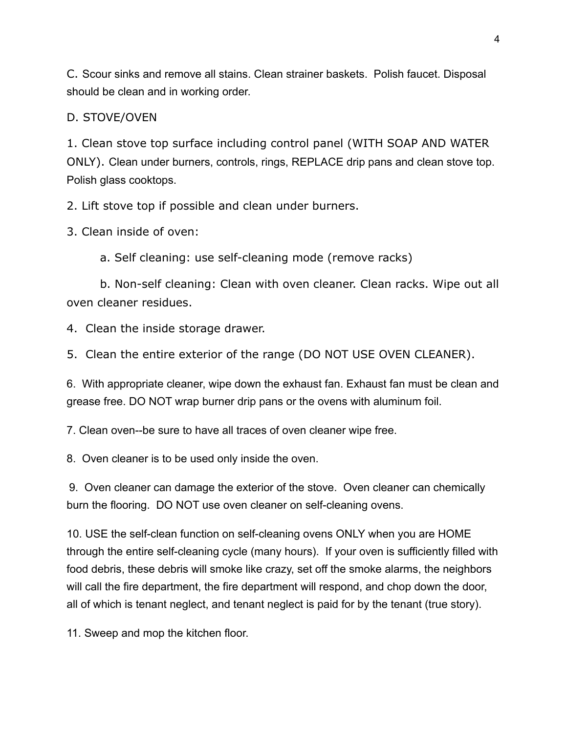C. Scour sinks and remove all stains. Clean strainer baskets.  Polish faucet. Disposal should be clean and in working order.

D. STOVE/OVEN

1. Clean stove top surface including control panel (WITH SOAP AND WATER ONLY). Clean under burners, controls, rings, REPLACE drip pans and clean stove top. Polish glass cooktops.

2. Lift stove top if possible and clean under burners.

3. Clean inside of oven:

    a. Self cleaning: use self-cleaning mode (remove racks)

    b. Non-self cleaning: Clean with oven cleaner. Clean racks. Wipe out all oven cleaner residues.

4.  Clean the inside storage drawer.

5.  Clean the entire exterior of the range (DO NOT USE OVEN CLEANER).

6.  With appropriate cleaner, wipe down the exhaust fan. Exhaust fan must be clean and grease free. DO NOT wrap burner drip pans or the ovens with aluminum foil.

7. Clean oven--be sure to have all traces of oven cleaner wipe free.

8.  Oven cleaner is to be used only inside the oven.

9.  Oven cleaner can damage the exterior of the stove.  Oven cleaner can chemically burn the flooring.  DO NOT use oven cleaner on self-cleaning ovens.

10. USE the self-clean function on self-cleaning ovens ONLY when you are HOME through the entire self-cleaning cycle (many hours).  If your oven is sufficiently filled with food debris, these debris will smoke like crazy, set off the smoke alarms, the neighbors will call the fire department, the fire department will respond, and chop down the door, all of which is tenant neglect, and tenant neglect is paid for by the tenant (true story).

11. Sweep and mop the kitchen floor.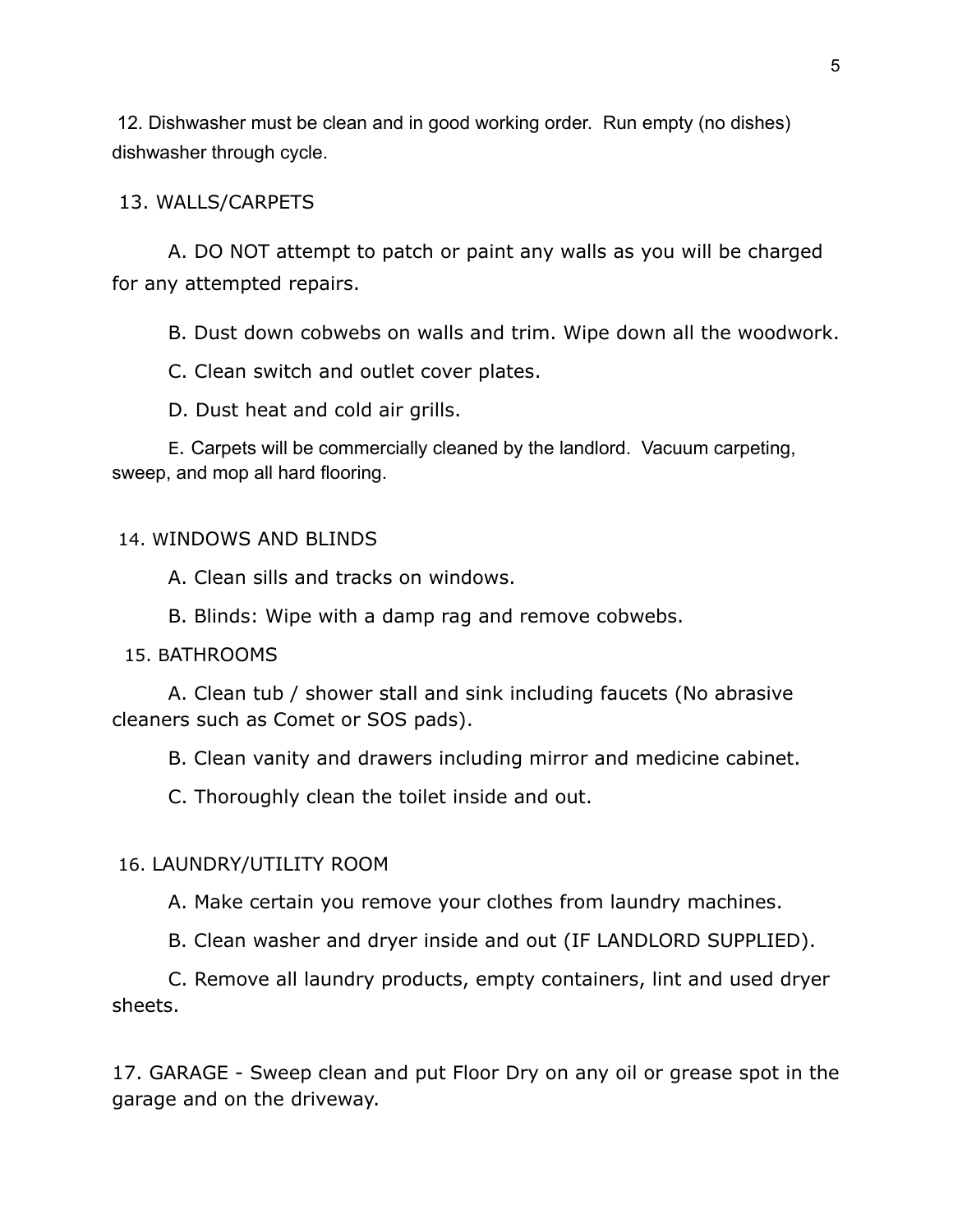12. Dishwasher must be clean and in good working order. Run empty (no dishes) dishwasher through cycle.

13. WALLS/CARPETS

A. DO NOT attempt to patch or paint any walls as you will be charged for any attempted repairs.

B. Dust down cobwebs on walls and trim. Wipe down all the woodwork.

C. Clean switch and outlet cover plates.

D. Dust heat and cold air grills.

E. Carpets will be commercially cleaned by the landlord. Vacuum carpeting, sweep, and mop all hard flooring.

14. WINDOWS AND BLINDS

A. Clean sills and tracks on windows.

B. Blinds: Wipe with a damp rag and remove cobwebs.

15. BATHROOMS

A. Clean tub / shower stall and sink including faucets (No abrasive cleaners such as Comet or SOS pads).

B. Clean vanity and drawers including mirror and medicine cabinet.

C. Thoroughly clean the toilet inside and out.

16. LAUNDRY/UTILITY ROOM

A. Make certain you remove your clothes from laundry machines.

B. Clean washer and dryer inside and out (IF LANDLORD SUPPLIED).

C. Remove all laundry products, empty containers, lint and used dryer sheets.

17. GARAGE - Sweep clean and put Floor Dry on any oil or grease spot in the garage and on the driveway.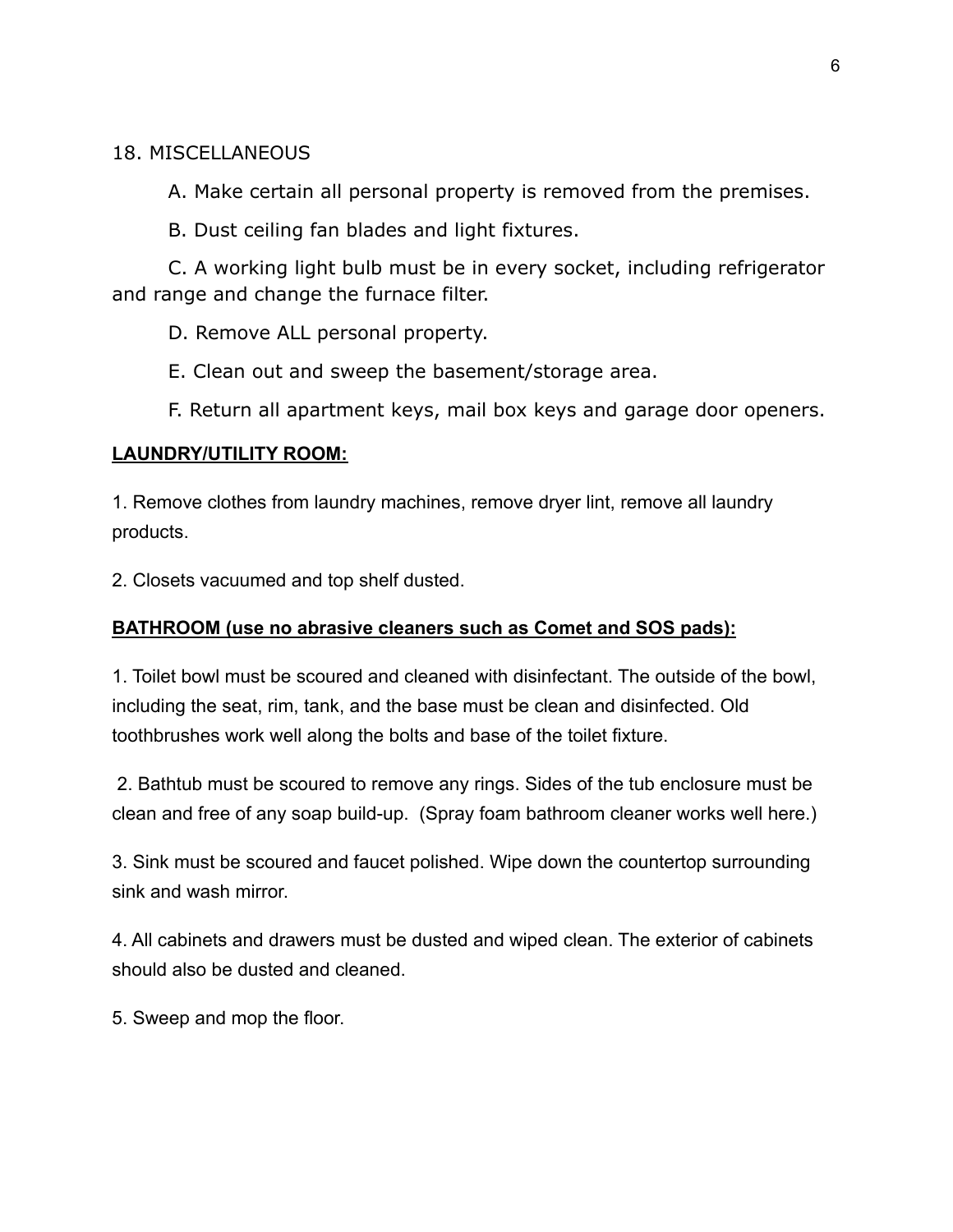18. MISCELLANEOUS

A. Make certain all personal property is removed from the premises.

B. Dust ceiling fan blades and light fixtures.

C. A working light bulb must be in every socket, including refrigerator and range and change the furnace filter.

D. Remove ALL personal property.

E. Clean out and sweep the basement/storage area.

F. Return all apartment keys, mail box keys and garage door openers.

**<u>LAUNDRY/UTILITY ROOM:</u>**

1. Remove clothes from laundry machines, remove dryer lint, remove all laundry products.

2. Closets vacuumed and top shelf dusted.

**<u>BATHROOM (use no abrasive cleaners such as Comet and SOS pads):</u>**

1. Toilet bowl must be scoured and cleaned with disinfectant. The outside of the bowl, including the seat, rim, tank, and the base must be clean and disinfected. Old toothbrushes work well along the bolts and base of the toilet fixture.

2. Bathtub must be scoured to remove any rings. Sides of the tub enclosure must be clean and free of any soap build-up. (Spray foam bathroom cleaner works well here.)

3. Sink must be scoured and faucet polished. Wipe down the countertop surrounding sink and wash mirror.

4. All cabinets and drawers must be dusted and wiped clean. The exterior of cabinets should also be dusted and cleaned.

5. Sweep and mop the floor.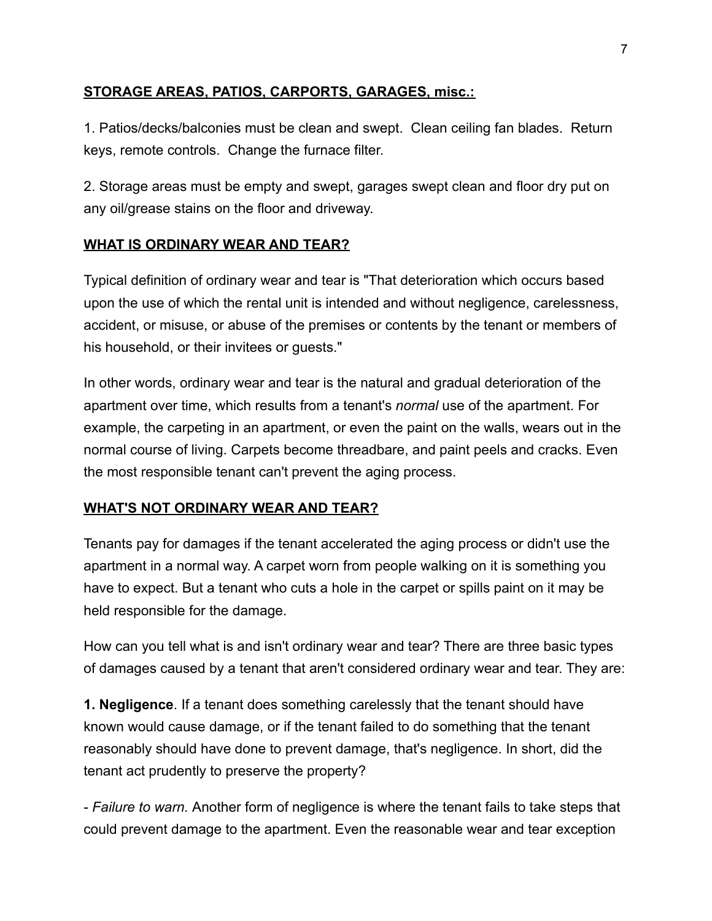**STORAGE AREAS, PATIOS, CARPORTS, GARAGES, misc.:**

1. Patios/decks/balconies must be clean and swept. Clean ceiling fan blades. Return keys, remote controls. Change the furnace filter.

2. Storage areas must be empty and swept, garages swept clean and floor dry put on any oil/grease stains on the floor and driveway.

**WHAT IS ORDINARY WEAR AND TEAR?**

Typical definition of ordinary wear and tear is "That deterioration which occurs based upon the use of which the rental unit is intended and without negligence, carelessness, accident, or misuse, or abuse of the premises or contents by the tenant or members of his household, or their invitees or guests."

In other words, ordinary wear and tear is the natural and gradual deterioration of the apartment over time, which results from a tenant's *normal* use of the apartment. For example, the carpeting in an apartment, or even the paint on the walls, wears out in the normal course of living. Carpets become threadbare, and paint peels and cracks. Even the most responsible tenant can't prevent the aging process.

**WHAT'S NOT ORDINARY WEAR AND TEAR?**

Tenants pay for damages if the tenant accelerated the aging process or didn't use the apartment in a normal way. A carpet worn from people walking on it is something you have to expect. But a tenant who cuts a hole in the carpet or spills paint on it may be held responsible for the damage.

How can you tell what is and isn't ordinary wear and tear? There are three basic types of damages caused by a tenant that aren't considered ordinary wear and tear. They are:

**1. Negligence**. If a tenant does something carelessly that the tenant should have known would cause damage, or if the tenant failed to do something that the tenant reasonably should have done to prevent damage, that's negligence. In short, did the tenant act prudently to preserve the property?

- *Failure to warn.* Another form of negligence is where the tenant fails to take steps that could prevent damage to the apartment. Even the reasonable wear and tear exception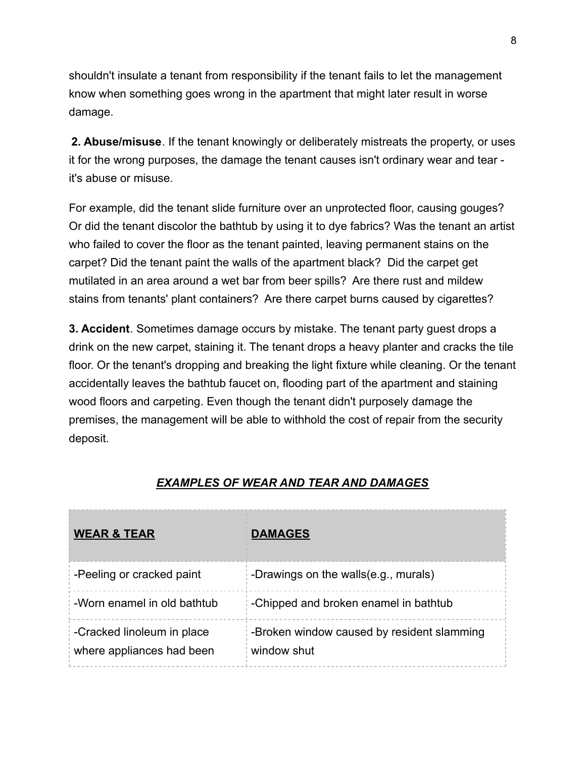shouldn't insulate a tenant from responsibility if the tenant fails to let the management know when something goes wrong in the apartment that might later result in worse damage.

**2. Abuse/misuse**. If the tenant knowingly or deliberately mistreats the property, or uses it for the wrong purposes, the damage the tenant causes isn't ordinary wear and tear - it's abuse or misuse.

For example, did the tenant slide furniture over an unprotected floor, causing gouges? Or did the tenant discolor the bathtub by using it to dye fabrics? Was the tenant an artist who failed to cover the floor as the tenant painted, leaving permanent stains on the carpet? Did the tenant paint the walls of the apartment black? Did the carpet get mutilated in an area around a wet bar from beer spills? Are there rust and mildew stains from tenants' plant containers? Are there carpet burns caused by cigarettes?

**3. Accident**. Sometimes damage occurs by mistake. The tenant party guest drops a drink on the new carpet, staining it. The tenant drops a heavy planter and cracks the tile floor. Or the tenant's dropping and breaking the light fixture while cleaning. Or the tenant accidentally leaves the bathtub faucet on, flooding part of the apartment and staining wood floors and carpeting. Even though the tenant didn't purposely damage the premises, the management will be able to withhold the cost of repair from the security deposit.

***EXAMPLES OF WEAR AND TEAR AND DAMAGES***

| **WEAR & TEAR** | **DAMAGES** |
|---|---|
| -Peeling or cracked paint | -Drawings on the walls(e.g., murals) |
| -Worn enamel in old bathtub | -Chipped and broken enamel in bathtub |
| -Cracked linoleum in place where appliances had been | -Broken window caused by resident slamming window shut |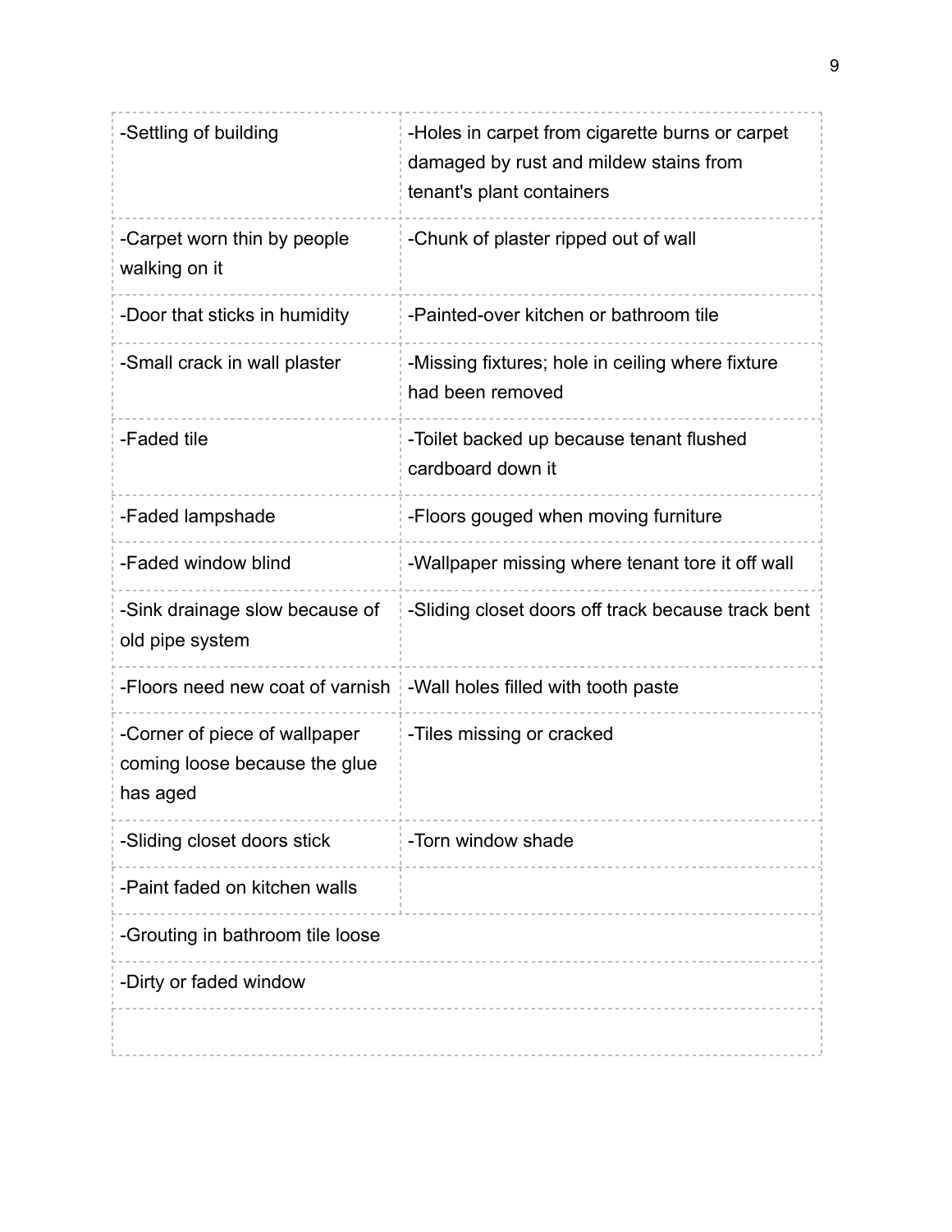| | |
|---|---|
| -Settling of building | -Holes in carpet from cigarette burns or carpet damaged by rust and mildew stains from tenant's plant containers |
| -Carpet worn thin by people walking on it | -Chunk of plaster ripped out of wall |
| -Door that sticks in humidity | -Painted-over kitchen or bathroom tile |
| -Small crack in wall plaster | -Missing fixtures; hole in ceiling where fixture had been removed |
| -Faded tile | -Toilet backed up because tenant flushed cardboard down it |
| -Faded lampshade | -Floors gouged when moving furniture |
| -Faded window blind | -Wallpaper missing where tenant tore it off wall |
| -Sink drainage slow because of old pipe system | -Sliding closet doors off track because track bent |
| -Floors need new coat of varnish | -Wall holes filled with tooth paste |
| -Corner of piece of wallpaper coming loose because the glue has aged | -Tiles missing or cracked |
| -Sliding closet doors stick | -Torn window shade |
| -Paint faded on kitchen walls | |
| -Grouting in bathroom tile loose | |
| -Dirty or faded window | |
| | |